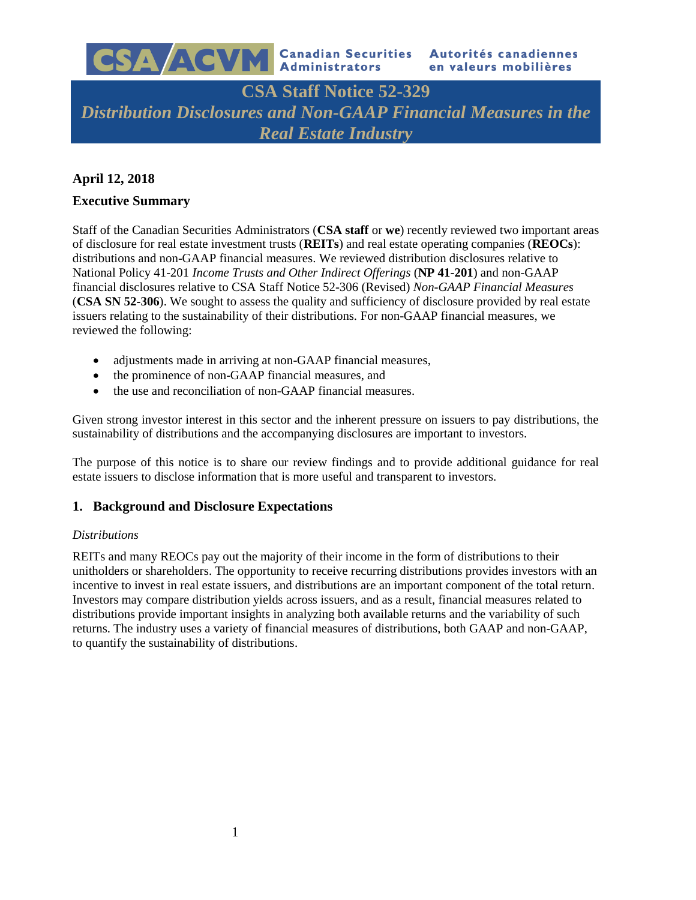CSA ACVM Canadian Securities Administrators Autorités canadiennes en valeurs mobilières

# CSA Staff Notice 52-329
# *Distribution Disclosures and Non-GAAP Financial Measures in the Real Estate Industry*

**April 12, 2018**

## Executive Summary

Staff of the Canadian Securities Administrators (**CSA staff** or **we**) recently reviewed two important areas of disclosure for real estate investment trusts (**REITs**) and real estate operating companies (**REOCs**): distributions and non-GAAP financial measures. We reviewed distribution disclosures relative to National Policy 41-201 *Income Trusts and Other Indirect Offerings* (**NP 41-201**) and non-GAAP financial disclosures relative to CSA Staff Notice 52-306 (Revised) *Non-GAAP Financial Measures* (**CSA SN 52-306**). We sought to assess the quality and sufficiency of disclosure provided by real estate issuers relating to the sustainability of their distributions. For non-GAAP financial measures, we reviewed the following:

- adjustments made in arriving at non-GAAP financial measures,
- the prominence of non-GAAP financial measures, and
- the use and reconciliation of non-GAAP financial measures.

Given strong investor interest in this sector and the inherent pressure on issuers to pay distributions, the sustainability of distributions and the accompanying disclosures are important to investors.

The purpose of this notice is to share our review findings and to provide additional guidance for real estate issuers to disclose information that is more useful and transparent to investors.

## 1. Background and Disclosure Expectations

### *Distributions*

REITs and many REOCs pay out the majority of their income in the form of distributions to their unitholders or shareholders. The opportunity to receive recurring distributions provides investors with an incentive to invest in real estate issuers, and distributions are an important component of the total return. Investors may compare distribution yields across issuers, and as a result, financial measures related to distributions provide important insights in analyzing both available returns and the variability of such returns. The industry uses a variety of financial measures of distributions, both GAAP and non-GAAP, to quantify the sustainability of distributions.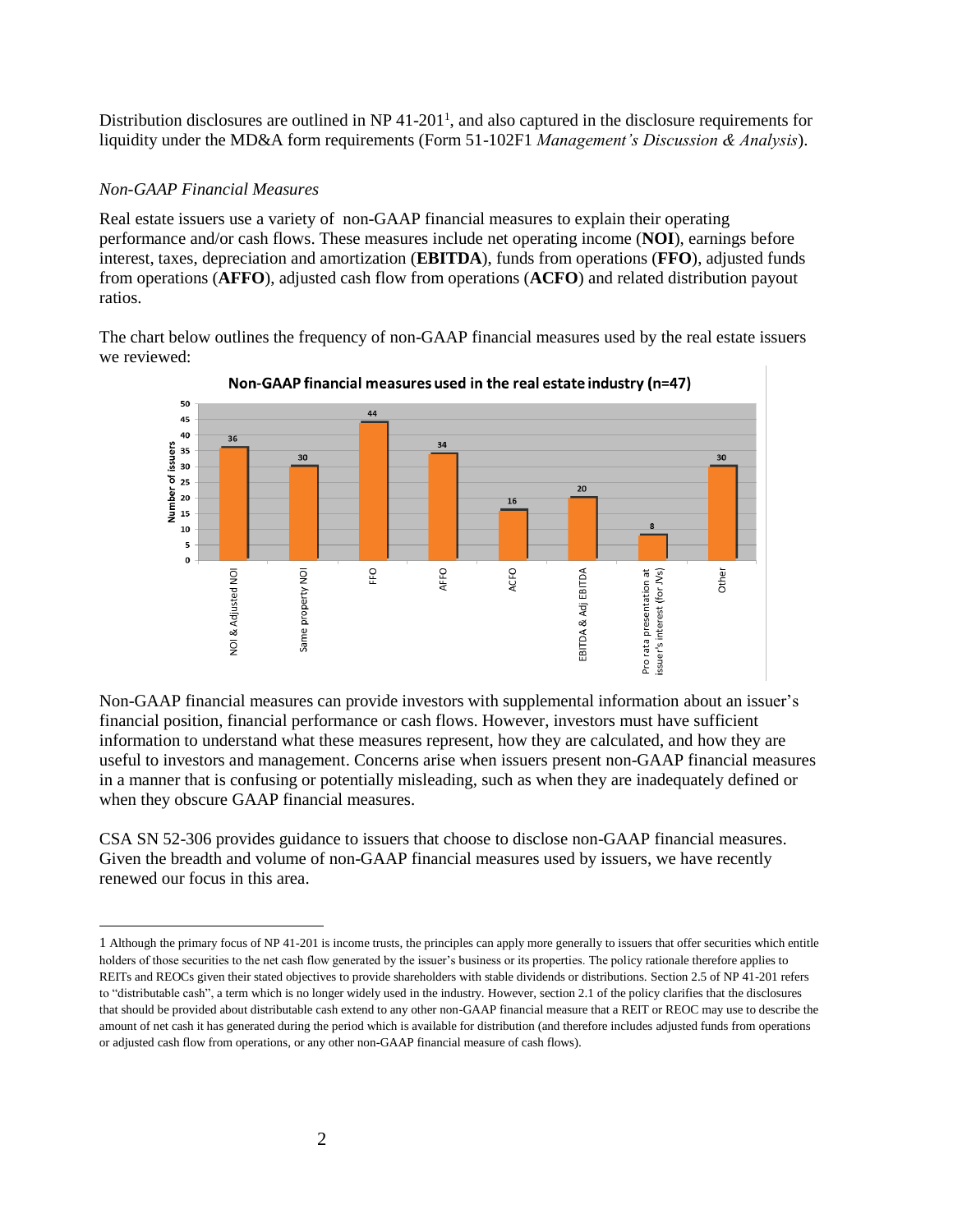Distribution disclosures are outlined in NP 41-201[1], and also captured in the disclosure requirements for liquidity under the MD&A form requirements (Form 51-102F1 *Management's Discussion & Analysis*).

*Non-GAAP Financial Measures*

Real estate issuers use a variety of non-GAAP financial measures to explain their operating performance and/or cash flows. These measures include net operating income (**NOI**), earnings before interest, taxes, depreciation and amortization (**EBITDA**), funds from operations (**FFO**), adjusted funds from operations (**AFFO**), adjusted cash flow from operations (**ACFO**) and related distribution payout ratios.

The chart below outlines the frequency of non-GAAP financial measures used by the real estate issuers we reviewed:

**Non-GAAP financial measures used in the real estate industry (n=47)**

| Measure | Number of issuers |
| --- | --- |
| NOI & Adjusted NOI | 36 |
| Same property NOI | 30 |
| FFO | 44 |
| AFFO | 34 |
| ACFO | 16 |
| EBITDA & Adj EBITDA | 20 |
| Pro rata presentation at issuer's interest (for JVs) | 8 |
| Other | 30 |

Non-GAAP financial measures can provide investors with supplemental information about an issuer's financial position, financial performance or cash flows. However, investors must have sufficient information to understand what these measures represent, how they are calculated, and how they are useful to investors and management. Concerns arise when issuers present non-GAAP financial measures in a manner that is confusing or potentially misleading, such as when they are inadequately defined or when they obscure GAAP financial measures.

CSA SN 52-306 provides guidance to issuers that choose to disclose non-GAAP financial measures. Given the breadth and volume of non-GAAP financial measures used by issuers, we have recently renewed our focus in this area.

---

[1] Although the primary focus of NP 41-201 is income trusts, the principles can apply more generally to issuers that offer securities which entitle holders of those securities to the net cash flow generated by the issuer's business or its properties. The policy rationale therefore applies to REITs and REOCs given their stated objectives to provide shareholders with stable dividends or distributions. Section 2.5 of NP 41-201 refers to "distributable cash", a term which is no longer widely used in the industry. However, section 2.1 of the policy clarifies that the disclosures that should be provided about distributable cash extend to any other non-GAAP financial measure that a REIT or REOC may use to describe the amount of net cash it has generated during the period which is available for distribution (and therefore includes adjusted funds from operations or adjusted cash flow from operations, or any other non-GAAP financial measure of cash flows).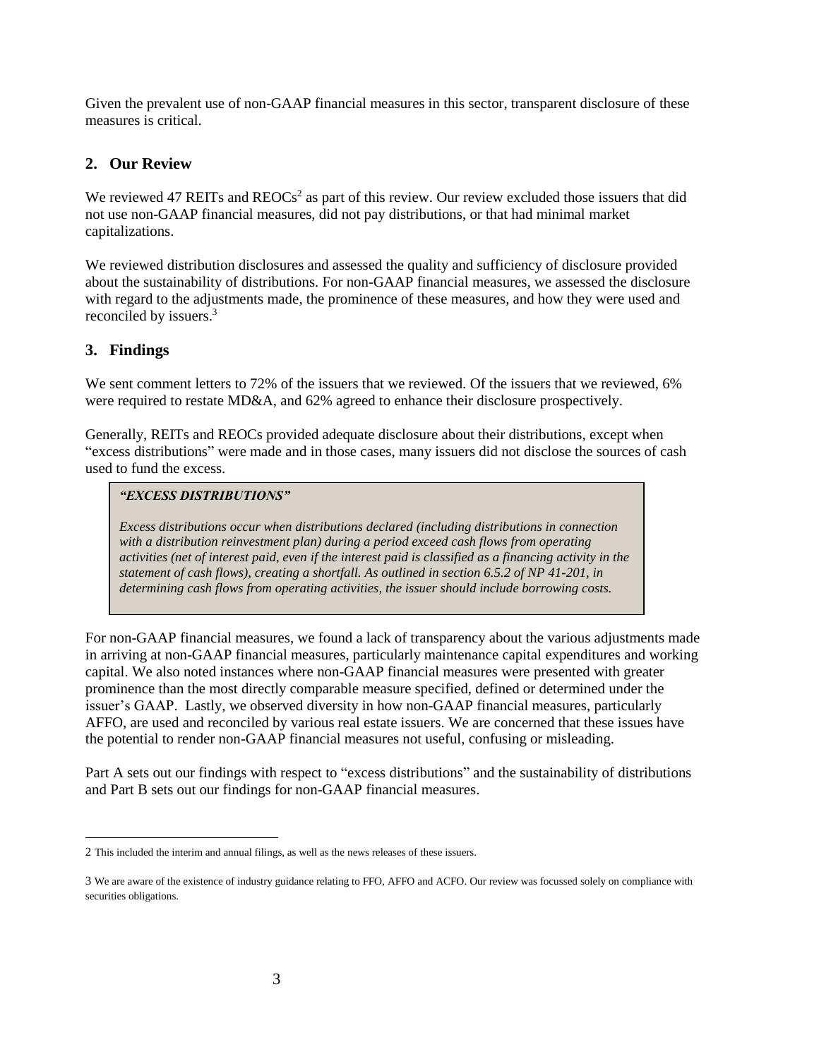Given the prevalent use of non-GAAP financial measures in this sector, transparent disclosure of these measures is critical.

## 2. Our Review

We reviewed 47 REITs and REOCs[2] as part of this review. Our review excluded those issuers that did not use non-GAAP financial measures, did not pay distributions, or that had minimal market capitalizations.

We reviewed distribution disclosures and assessed the quality and sufficiency of disclosure provided about the sustainability of distributions. For non-GAAP financial measures, we assessed the disclosure with regard to the adjustments made, the prominence of these measures, and how they were used and reconciled by issuers.[3]

## 3. Findings

We sent comment letters to 72% of the issuers that we reviewed. Of the issuers that we reviewed, 6% were required to restate MD&A, and 62% agreed to enhance their disclosure prospectively.

Generally, REITs and REOCs provided adequate disclosure about their distributions, except when "excess distributions" were made and in those cases, many issuers did not disclose the sources of cash used to fund the excess.

> ***"EXCESS DISTRIBUTIONS"***
>
> *Excess distributions occur when distributions declared (including distributions in connection with a distribution reinvestment plan) during a period exceed cash flows from operating activities (net of interest paid, even if the interest paid is classified as a financing activity in the statement of cash flows), creating a shortfall. As outlined in section 6.5.2 of NP 41-201, in determining cash flows from operating activities, the issuer should include borrowing costs.*

For non-GAAP financial measures, we found a lack of transparency about the various adjustments made in arriving at non-GAAP financial measures, particularly maintenance capital expenditures and working capital. We also noted instances where non-GAAP financial measures were presented with greater prominence than the most directly comparable measure specified, defined or determined under the issuer's GAAP. Lastly, we observed diversity in how non-GAAP financial measures, particularly AFFO, are used and reconciled by various real estate issuers. We are concerned that these issues have the potential to render non-GAAP financial measures not useful, confusing or misleading.

Part A sets out our findings with respect to "excess distributions" and the sustainability of distributions and Part B sets out our findings for non-GAAP financial measures.

---

2 This included the interim and annual filings, as well as the news releases of these issuers.

3 We are aware of the existence of industry guidance relating to FFO, AFFO and ACFO. Our review was focussed solely on compliance with securities obligations.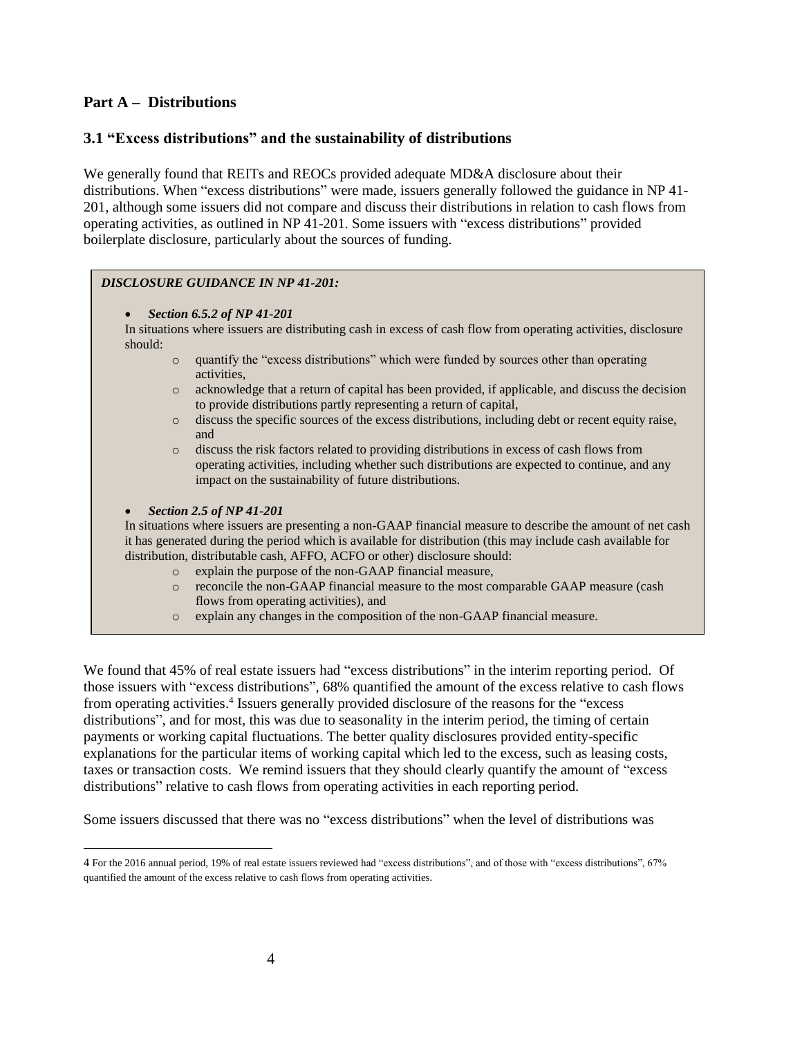## Part A – Distributions

### 3.1 "Excess distributions" and the sustainability of distributions

We generally found that REITs and REOCs provided adequate MD&A disclosure about their distributions. When "excess distributions" were made, issuers generally followed the guidance in NP 41-201, although some issuers did not compare and discuss their distributions in relation to cash flows from operating activities, as outlined in NP 41-201. Some issuers with "excess distributions" provided boilerplate disclosure, particularly about the sources of funding.

> ***DISCLOSURE GUIDANCE IN NP 41-201:***
>
> - ***Section 6.5.2 of NP 41-201***
>
>   In situations where issuers are distributing cash in excess of cash flow from operating activities, disclosure should:
>   - quantify the "excess distributions" which were funded by sources other than operating activities,
>   - acknowledge that a return of capital has been provided, if applicable, and discuss the decision to provide distributions partly representing a return of capital,
>   - discuss the specific sources of the excess distributions, including debt or recent equity raise, and
>   - discuss the risk factors related to providing distributions in excess of cash flows from operating activities, including whether such distributions are expected to continue, and any impact on the sustainability of future distributions.
>
> - ***Section 2.5 of NP 41-201***
>
>   In situations where issuers are presenting a non-GAAP financial measure to describe the amount of net cash it has generated during the period which is available for distribution (this may include cash available for distribution, distributable cash, AFFO, ACFO or other) disclosure should:
>   - explain the purpose of the non-GAAP financial measure,
>   - reconcile the non-GAAP financial measure to the most comparable GAAP measure (cash flows from operating activities), and
>   - explain any changes in the composition of the non-GAAP financial measure.

We found that 45% of real estate issuers had "excess distributions" in the interim reporting period. Of those issuers with "excess distributions", 68% quantified the amount of the excess relative to cash flows from operating activities.[4] Issuers generally provided disclosure of the reasons for the "excess distributions", and for most, this was due to seasonality in the interim period, the timing of certain payments or working capital fluctuations. The better quality disclosures provided entity-specific explanations for the particular items of working capital which led to the excess, such as leasing costs, taxes or transaction costs. We remind issuers that they should clearly quantify the amount of "excess distributions" relative to cash flows from operating activities in each reporting period.

Some issuers discussed that there was no "excess distributions" when the level of distributions was

---

4 For the 2016 annual period, 19% of real estate issuers reviewed had "excess distributions", and of those with "excess distributions", 67% quantified the amount of the excess relative to cash flows from operating activities.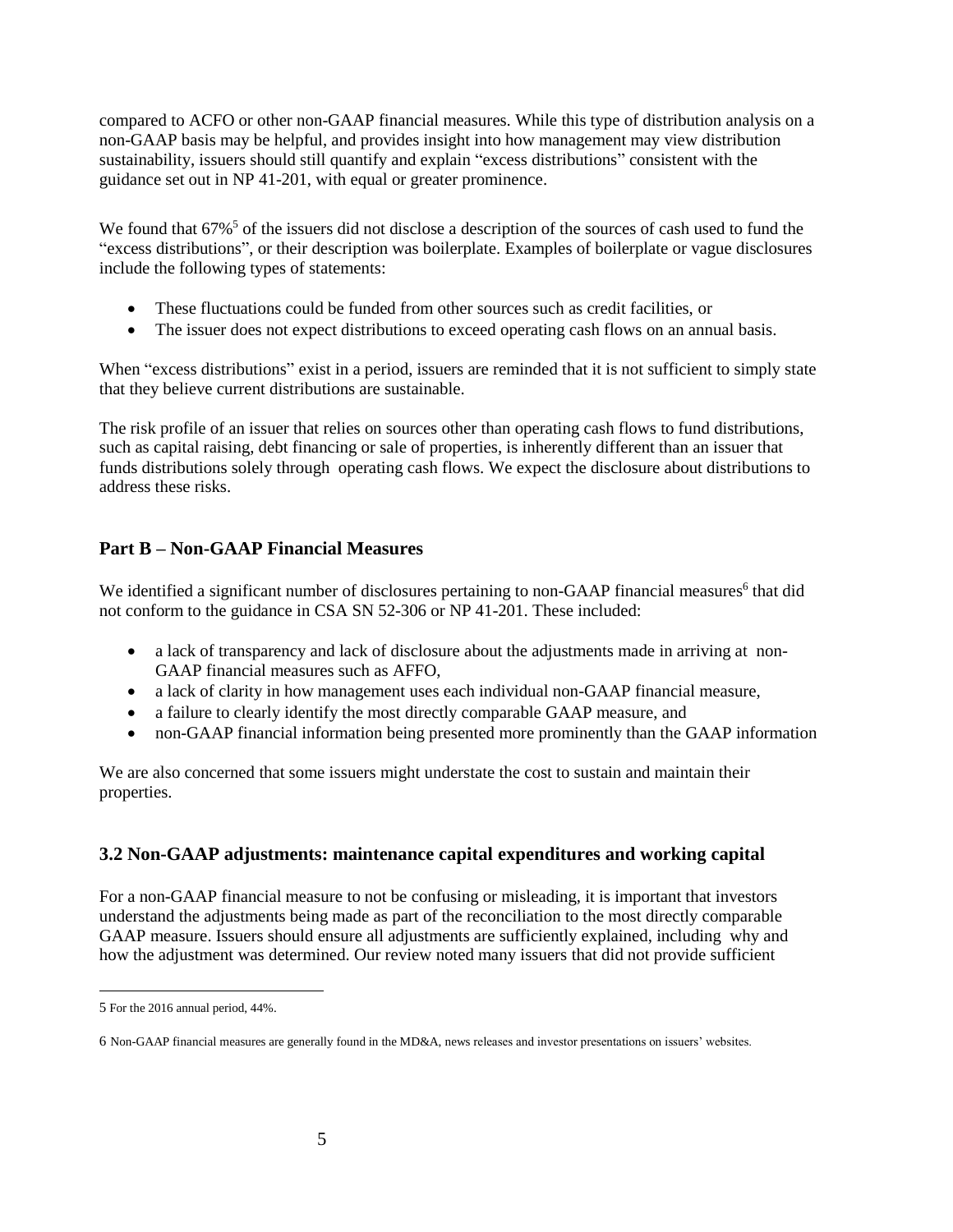compared to ACFO or other non-GAAP financial measures. While this type of distribution analysis on a non-GAAP basis may be helpful, and provides insight into how management may view distribution sustainability, issuers should still quantify and explain "excess distributions" consistent with the guidance set out in NP 41-201, with equal or greater prominence.

We found that 67%[5] of the issuers did not disclose a description of the sources of cash used to fund the "excess distributions", or their description was boilerplate. Examples of boilerplate or vague disclosures include the following types of statements:

- These fluctuations could be funded from other sources such as credit facilities, or
- The issuer does not expect distributions to exceed operating cash flows on an annual basis.

When "excess distributions" exist in a period, issuers are reminded that it is not sufficient to simply state that they believe current distributions are sustainable.

The risk profile of an issuer that relies on sources other than operating cash flows to fund distributions, such as capital raising, debt financing or sale of properties, is inherently different than an issuer that funds distributions solely through operating cash flows. We expect the disclosure about distributions to address these risks.

## Part B – Non-GAAP Financial Measures

We identified a significant number of disclosures pertaining to non-GAAP financial measures[6] that did not conform to the guidance in CSA SN 52-306 or NP 41-201. These included:

- a lack of transparency and lack of disclosure about the adjustments made in arriving at non-GAAP financial measures such as AFFO,
- a lack of clarity in how management uses each individual non-GAAP financial measure,
- a failure to clearly identify the most directly comparable GAAP measure, and
- non-GAAP financial information being presented more prominently than the GAAP information

We are also concerned that some issuers might understate the cost to sustain and maintain their properties.

## 3.2 Non-GAAP adjustments: maintenance capital expenditures and working capital

For a non-GAAP financial measure to not be confusing or misleading, it is important that investors understand the adjustments being made as part of the reconciliation to the most directly comparable GAAP measure. Issuers should ensure all adjustments are sufficiently explained, including why and how the adjustment was determined. Our review noted many issuers that did not provide sufficient

---

5 For the 2016 annual period, 44%.

6 Non-GAAP financial measures are generally found in the MD&A, news releases and investor presentations on issuers' websites.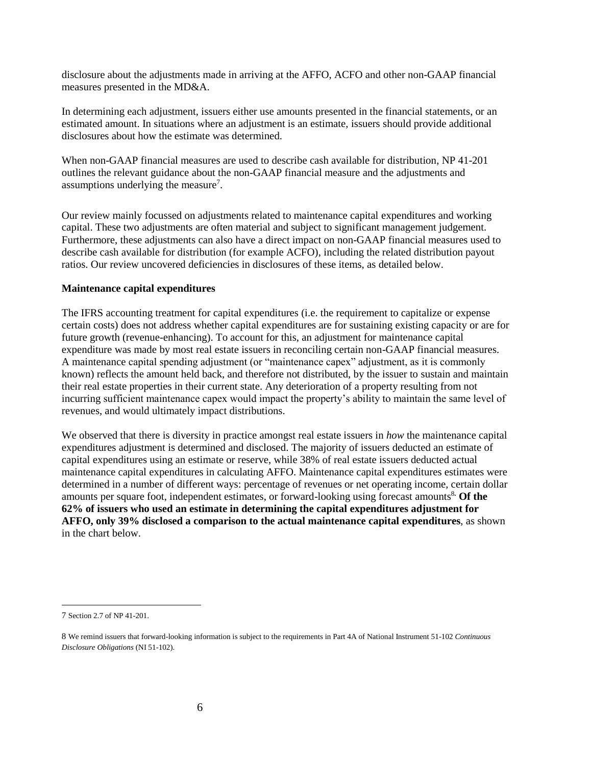disclosure about the adjustments made in arriving at the AFFO, ACFO and other non-GAAP financial measures presented in the MD&A.

In determining each adjustment, issuers either use amounts presented in the financial statements, or an estimated amount. In situations where an adjustment is an estimate, issuers should provide additional disclosures about how the estimate was determined.

When non-GAAP financial measures are used to describe cash available for distribution, NP 41-201 outlines the relevant guidance about the non-GAAP financial measure and the adjustments and assumptions underlying the measure[7].

Our review mainly focussed on adjustments related to maintenance capital expenditures and working capital. These two adjustments are often material and subject to significant management judgement. Furthermore, these adjustments can also have a direct impact on non-GAAP financial measures used to describe cash available for distribution (for example ACFO), including the related distribution payout ratios. Our review uncovered deficiencies in disclosures of these items, as detailed below.

**Maintenance capital expenditures**

The IFRS accounting treatment for capital expenditures (i.e. the requirement to capitalize or expense certain costs) does not address whether capital expenditures are for sustaining existing capacity or are for future growth (revenue-enhancing). To account for this, an adjustment for maintenance capital expenditure was made by most real estate issuers in reconciling certain non-GAAP financial measures. A maintenance capital spending adjustment (or "maintenance capex" adjustment, as it is commonly known) reflects the amount held back, and therefore not distributed, by the issuer to sustain and maintain their real estate properties in their current state. Any deterioration of a property resulting from not incurring sufficient maintenance capex would impact the property's ability to maintain the same level of revenues, and would ultimately impact distributions.

We observed that there is diversity in practice amongst real estate issuers in *how* the maintenance capital expenditures adjustment is determined and disclosed. The majority of issuers deducted an estimate of capital expenditures using an estimate or reserve, while 38% of real estate issuers deducted actual maintenance capital expenditures in calculating AFFO. Maintenance capital expenditures estimates were determined in a number of different ways: percentage of revenues or net operating income, certain dollar amounts per square foot, independent estimates, or forward-looking using forecast amounts[8]. **Of the 62% of issuers who used an estimate in determining the capital expenditures adjustment for AFFO, only 39% disclosed a comparison to the actual maintenance capital expenditures**, as shown in the chart below.

---

7 Section 2.7 of NP 41-201.

8 We remind issuers that forward-looking information is subject to the requirements in Part 4A of National Instrument 51-102 *Continuous Disclosure Obligations* (NI 51-102).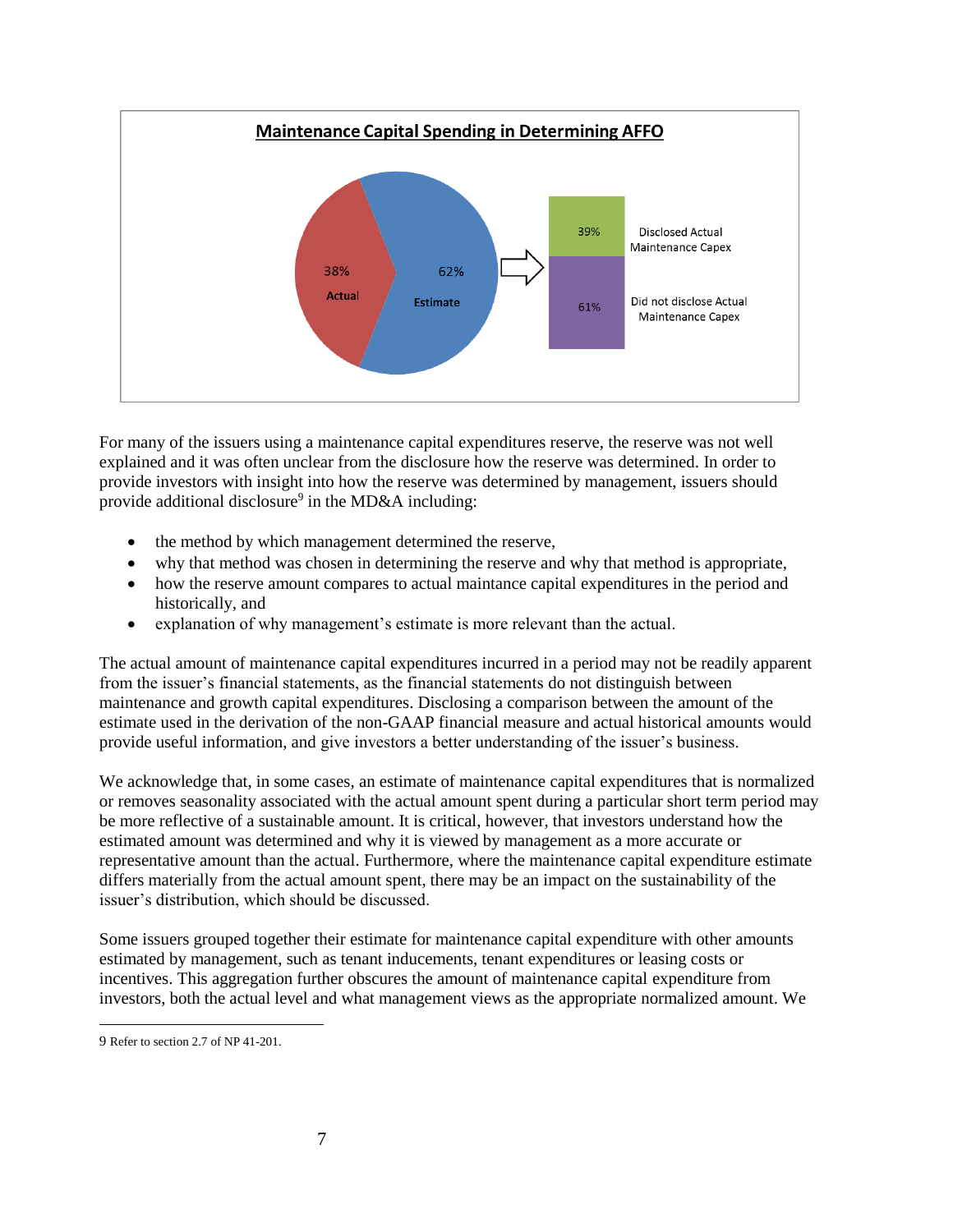**Maintenance Capital Spending in Determining AFFO**

| | |
|---|---|
| Actual | 38% |
| Estimate | 62% |

| Estimate breakdown | |
|---|---|
| Disclosed Actual Maintenance Capex | 39% |
| Did not disclose Actual Maintenance Capex | 61% |

For many of the issuers using a maintenance capital expenditures reserve, the reserve was not well explained and it was often unclear from the disclosure how the reserve was determined. In order to provide investors with insight into how the reserve was determined by management, issuers should provide additional disclosure[9] in the MD&A including:

- the method by which management determined the reserve,
- why that method was chosen in determining the reserve and why that method is appropriate,
- how the reserve amount compares to actual maintance capital expenditures in the period and historically, and
- explanation of why management's estimate is more relevant than the actual.

The actual amount of maintenance capital expenditures incurred in a period may not be readily apparent from the issuer's financial statements, as the financial statements do not distinguish between maintenance and growth capital expenditures. Disclosing a comparison between the amount of the estimate used in the derivation of the non-GAAP financial measure and actual historical amounts would provide useful information, and give investors a better understanding of the issuer's business.

We acknowledge that, in some cases, an estimate of maintenance capital expenditures that is normalized or removes seasonality associated with the actual amount spent during a particular short term period may be more reflective of a sustainable amount. It is critical, however, that investors understand how the estimated amount was determined and why it is viewed by management as a more accurate or representative amount than the actual. Furthermore, where the maintenance capital expenditure estimate differs materially from the actual amount spent, there may be an impact on the sustainability of the issuer's distribution, which should be discussed.

Some issuers grouped together their estimate for maintenance capital expenditure with other amounts estimated by management, such as tenant inducements, tenant expenditures or leasing costs or incentives. This aggregation further obscures the amount of maintenance capital expenditure from investors, both the actual level and what management views as the appropriate normalized amount. We

---

9 Refer to section 2.7 of NP 41-201.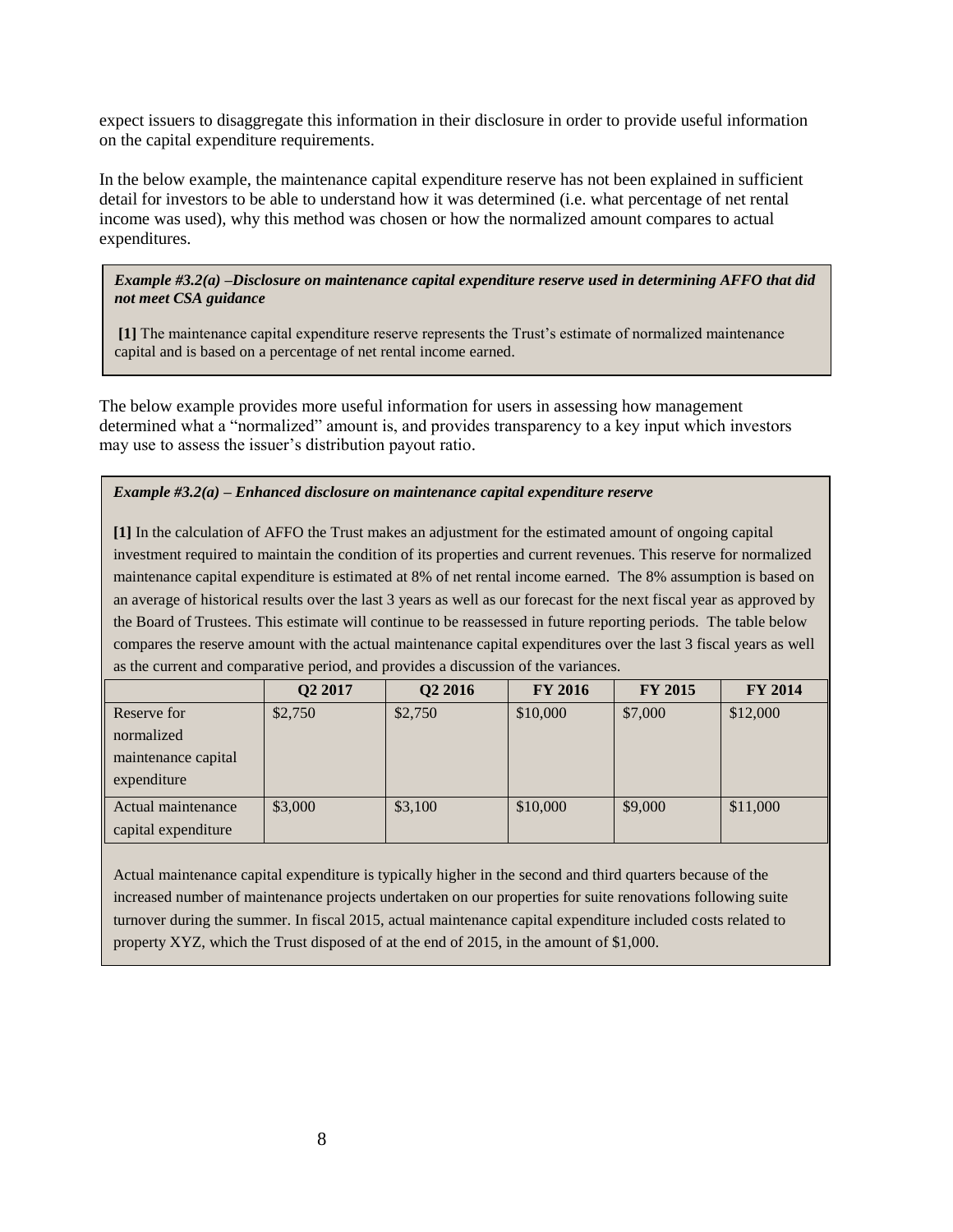expect issuers to disaggregate this information in their disclosure in order to provide useful information on the capital expenditure requirements.

In the below example, the maintenance capital expenditure reserve has not been explained in sufficient detail for investors to be able to understand how it was determined (i.e. what percentage of net rental income was used), why this method was chosen or how the normalized amount compares to actual expenditures.

> ***Example #3.2(a) –Disclosure on maintenance capital expenditure reserve used in determining AFFO that did not meet CSA guidance***
>
> **[1]** The maintenance capital expenditure reserve represents the Trust's estimate of normalized maintenance capital and is based on a percentage of net rental income earned.

The below example provides more useful information for users in assessing how management determined what a "normalized" amount is, and provides transparency to a key input which investors may use to assess the issuer's distribution payout ratio.

> ***Example #3.2(a) – Enhanced disclosure on maintenance capital expenditure reserve***
>
> **[1]** In the calculation of AFFO the Trust makes an adjustment for the estimated amount of ongoing capital investment required to maintain the condition of its properties and current revenues. This reserve for normalized maintenance capital expenditure is estimated at 8% of net rental income earned. The 8% assumption is based on an average of historical results over the last 3 years as well as our forecast for the next fiscal year as approved by the Board of Trustees. This estimate will continue to be reassessed in future reporting periods. The table below compares the reserve amount with the actual maintenance capital expenditures over the last 3 fiscal years as well as the current and comparative period, and provides a discussion of the variances.

| | Q2 2017 | Q2 2016 | FY 2016 | FY 2015 | FY 2014 |
|---|---|---|---|---|---|
| Reserve for normalized maintenance capital expenditure | $2,750 | $2,750 | $10,000 | $7,000 | $12,000 |
| Actual maintenance capital expenditure | $3,000 | $3,100 | $10,000 | $9,000 | $11,000 |

> Actual maintenance capital expenditure is typically higher in the second and third quarters because of the increased number of maintenance projects undertaken on our properties for suite renovations following suite turnover during the summer. In fiscal 2015, actual maintenance capital expenditure included costs related to property XYZ, which the Trust disposed of at the end of 2015, in the amount of $1,000.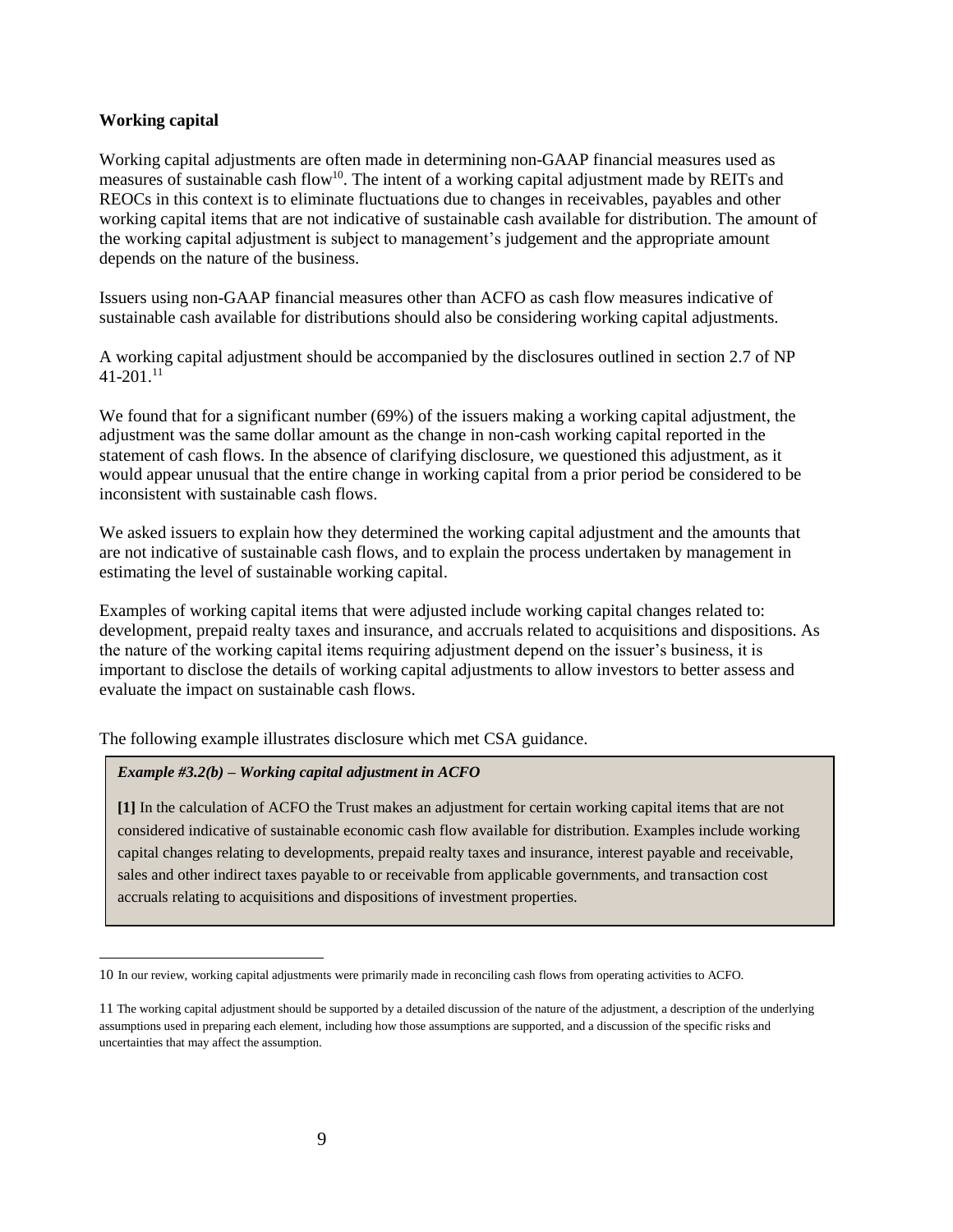**Working capital**

Working capital adjustments are often made in determining non-GAAP financial measures used as measures of sustainable cash flow[10]. The intent of a working capital adjustment made by REITs and REOCs in this context is to eliminate fluctuations due to changes in receivables, payables and other working capital items that are not indicative of sustainable cash available for distribution. The amount of the working capital adjustment is subject to management's judgement and the appropriate amount depends on the nature of the business.

Issuers using non-GAAP financial measures other than ACFO as cash flow measures indicative of sustainable cash available for distributions should also be considering working capital adjustments.

A working capital adjustment should be accompanied by the disclosures outlined in section 2.7 of NP 41-201.[11]

We found that for a significant number (69%) of the issuers making a working capital adjustment, the adjustment was the same dollar amount as the change in non-cash working capital reported in the statement of cash flows. In the absence of clarifying disclosure, we questioned this adjustment, as it would appear unusual that the entire change in working capital from a prior period be considered to be inconsistent with sustainable cash flows.

We asked issuers to explain how they determined the working capital adjustment and the amounts that are not indicative of sustainable cash flows, and to explain the process undertaken by management in estimating the level of sustainable working capital.

Examples of working capital items that were adjusted include working capital changes related to: development, prepaid realty taxes and insurance, and accruals related to acquisitions and dispositions. As the nature of the working capital items requiring adjustment depend on the issuer's business, it is important to disclose the details of working capital adjustments to allow investors to better assess and evaluate the impact on sustainable cash flows.

The following example illustrates disclosure which met CSA guidance.

> ***Example #3.2(b) – Working capital adjustment in ACFO***
>
> **[1]** In the calculation of ACFO the Trust makes an adjustment for certain working capital items that are not considered indicative of sustainable economic cash flow available for distribution. Examples include working capital changes relating to developments, prepaid realty taxes and insurance, interest payable and receivable, sales and other indirect taxes payable to or receivable from applicable governments, and transaction cost accruals relating to acquisitions and dispositions of investment properties.

---

10 In our review, working capital adjustments were primarily made in reconciling cash flows from operating activities to ACFO.

11 The working capital adjustment should be supported by a detailed discussion of the nature of the adjustment, a description of the underlying assumptions used in preparing each element, including how those assumptions are supported, and a discussion of the specific risks and uncertainties that may affect the assumption.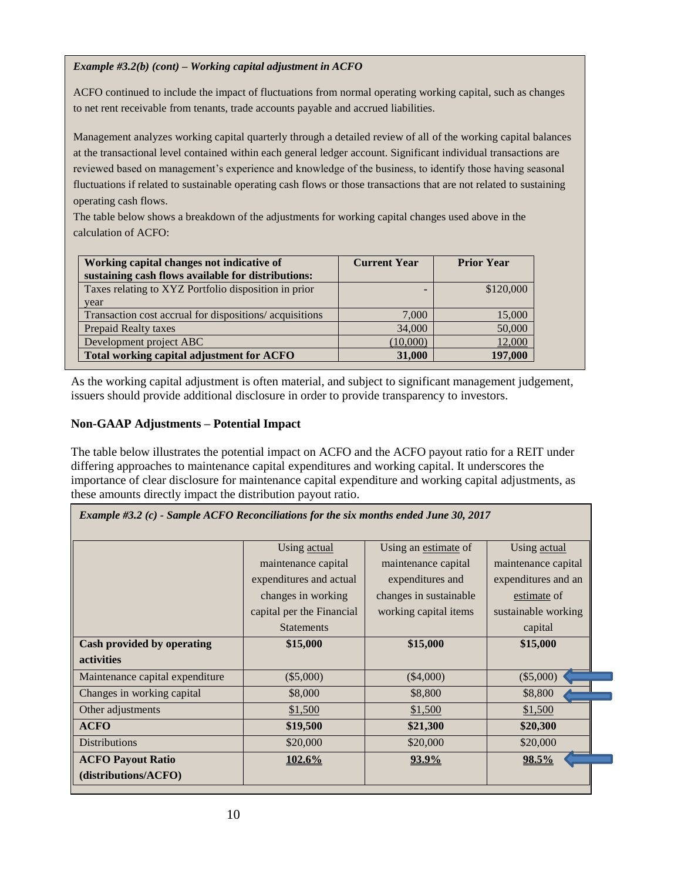*Example #3.2(b) (cont) – Working capital adjustment in ACFO*

ACFO continued to include the impact of fluctuations from normal operating working capital, such as changes to net rent receivable from tenants, trade accounts payable and accrued liabilities.

Management analyzes working capital quarterly through a detailed review of all of the working capital balances at the transactional level contained within each general ledger account. Significant individual transactions are reviewed based on management's experience and knowledge of the business, to identify those having seasonal fluctuations if related to sustainable operating cash flows or those transactions that are not related to sustaining operating cash flows.

The table below shows a breakdown of the adjustments for working capital changes used above in the calculation of ACFO:

| **Working capital changes not indicative of sustaining cash flows available for distributions:** | **Current Year** | **Prior Year** |
|---|---|---|
| Taxes relating to XYZ Portfolio disposition in prior year | - | $120,000 |
| Transaction cost accrual for dispositions/ acquisitions | 7,000 | 15,000 |
| Prepaid Realty taxes | 34,000 | 50,000 |
| Development project ABC | (10,000) | 12,000 |
| **Total working capital adjustment for ACFO** | **31,000** | **197,000** |

As the working capital adjustment is often material, and subject to significant management judgement, issuers should provide additional disclosure in order to provide transparency to investors.

**Non-GAAP Adjustments – Potential Impact**

The table below illustrates the potential impact on ACFO and the ACFO payout ratio for a REIT under differing approaches to maintenance capital expenditures and working capital. It underscores the importance of clear disclosure for maintenance capital expenditure and working capital adjustments, as these amounts directly impact the distribution payout ratio.

*Example #3.2 (c) - Sample ACFO Reconciliations for the six months ended June 30, 2017*

| | Using actual maintenance capital expenditures and actual changes in working capital per the Financial Statements | Using an estimate of maintenance capital expenditures and changes in sustainable working capital items | Using actual maintenance capital expenditures and an estimate of sustainable working capital |
|---|---|---|---|
| **Cash provided by operating activities** | **$15,000** | **$15,000** | **$15,000** |
| Maintenance capital expenditure | ($5,000) | ($4,000) | ($5,000) |
| Changes in working capital | $8,000 | $8,800 | $8,800 |
| Other adjustments | $1,500 | $1,500 | $1,500 |
| **ACFO** | **$19,500** | **$21,300** | **$20,300** |
| Distributions | $20,000 | $20,000 | $20,000 |
| **ACFO Payout Ratio (distributions/ACFO)** | **102.6%** | **93.9%** | **98.5%** |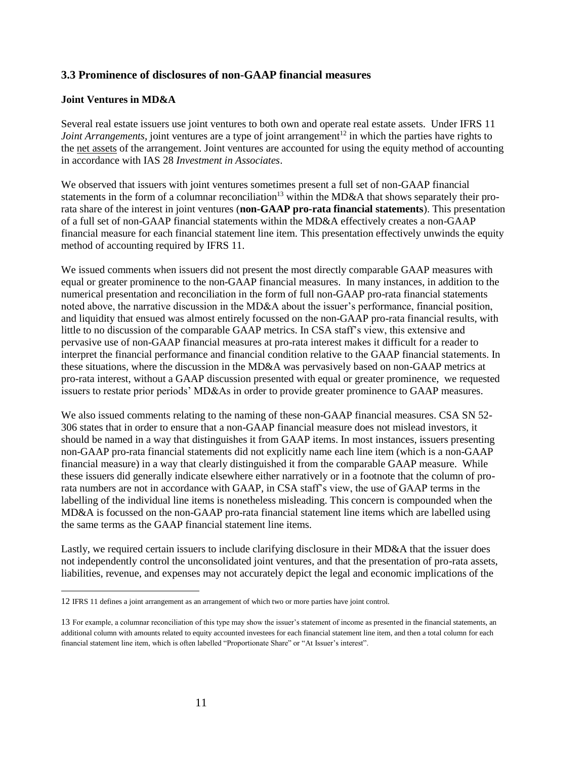### 3.3 Prominence of disclosures of non-GAAP financial measures

**Joint Ventures in MD&A**

Several real estate issuers use joint ventures to both own and operate real estate assets. Under IFRS 11 *Joint Arrangements*, joint ventures are a type of joint arrangement[12] in which the parties have rights to the net assets of the arrangement. Joint ventures are accounted for using the equity method of accounting in accordance with IAS 28 *Investment in Associates*.

We observed that issuers with joint ventures sometimes present a full set of non-GAAP financial statements in the form of a columnar reconciliation[13] within the MD&A that shows separately their pro-rata share of the interest in joint ventures (**non-GAAP pro-rata financial statements**). This presentation of a full set of non-GAAP financial statements within the MD&A effectively creates a non-GAAP financial measure for each financial statement line item. This presentation effectively unwinds the equity method of accounting required by IFRS 11.

We issued comments when issuers did not present the most directly comparable GAAP measures with equal or greater prominence to the non-GAAP financial measures. In many instances, in addition to the numerical presentation and reconciliation in the form of full non-GAAP pro-rata financial statements noted above, the narrative discussion in the MD&A about the issuer's performance, financial position, and liquidity that ensued was almost entirely focussed on the non-GAAP pro-rata financial results, with little to no discussion of the comparable GAAP metrics. In CSA staff's view, this extensive and pervasive use of non-GAAP financial measures at pro-rata interest makes it difficult for a reader to interpret the financial performance and financial condition relative to the GAAP financial statements. In these situations, where the discussion in the MD&A was pervasively based on non-GAAP metrics at pro-rata interest, without a GAAP discussion presented with equal or greater prominence, we requested issuers to restate prior periods' MD&As in order to provide greater prominence to GAAP measures.

We also issued comments relating to the naming of these non-GAAP financial measures. CSA SN 52-306 states that in order to ensure that a non-GAAP financial measure does not mislead investors, it should be named in a way that distinguishes it from GAAP items. In most instances, issuers presenting non-GAAP pro-rata financial statements did not explicitly name each line item (which is a non-GAAP financial measure) in a way that clearly distinguished it from the comparable GAAP measure. While these issuers did generally indicate elsewhere either narratively or in a footnote that the column of pro-rata numbers are not in accordance with GAAP, in CSA staff's view, the use of GAAP terms in the labelling of the individual line items is nonetheless misleading. This concern is compounded when the MD&A is focussed on the non-GAAP pro-rata financial statement line items which are labelled using the same terms as the GAAP financial statement line items.

Lastly, we required certain issuers to include clarifying disclosure in their MD&A that the issuer does not independently control the unconsolidated joint ventures, and that the presentation of pro-rata assets, liabilities, revenue, and expenses may not accurately depict the legal and economic implications of the

---

12 IFRS 11 defines a joint arrangement as an arrangement of which two or more parties have joint control.

13 For example, a columnar reconciliation of this type may show the issuer's statement of income as presented in the financial statements, an additional column with amounts related to equity accounted investees for each financial statement line item, and then a total column for each financial statement line item, which is often labelled "Proportionate Share" or "At Issuer's interest".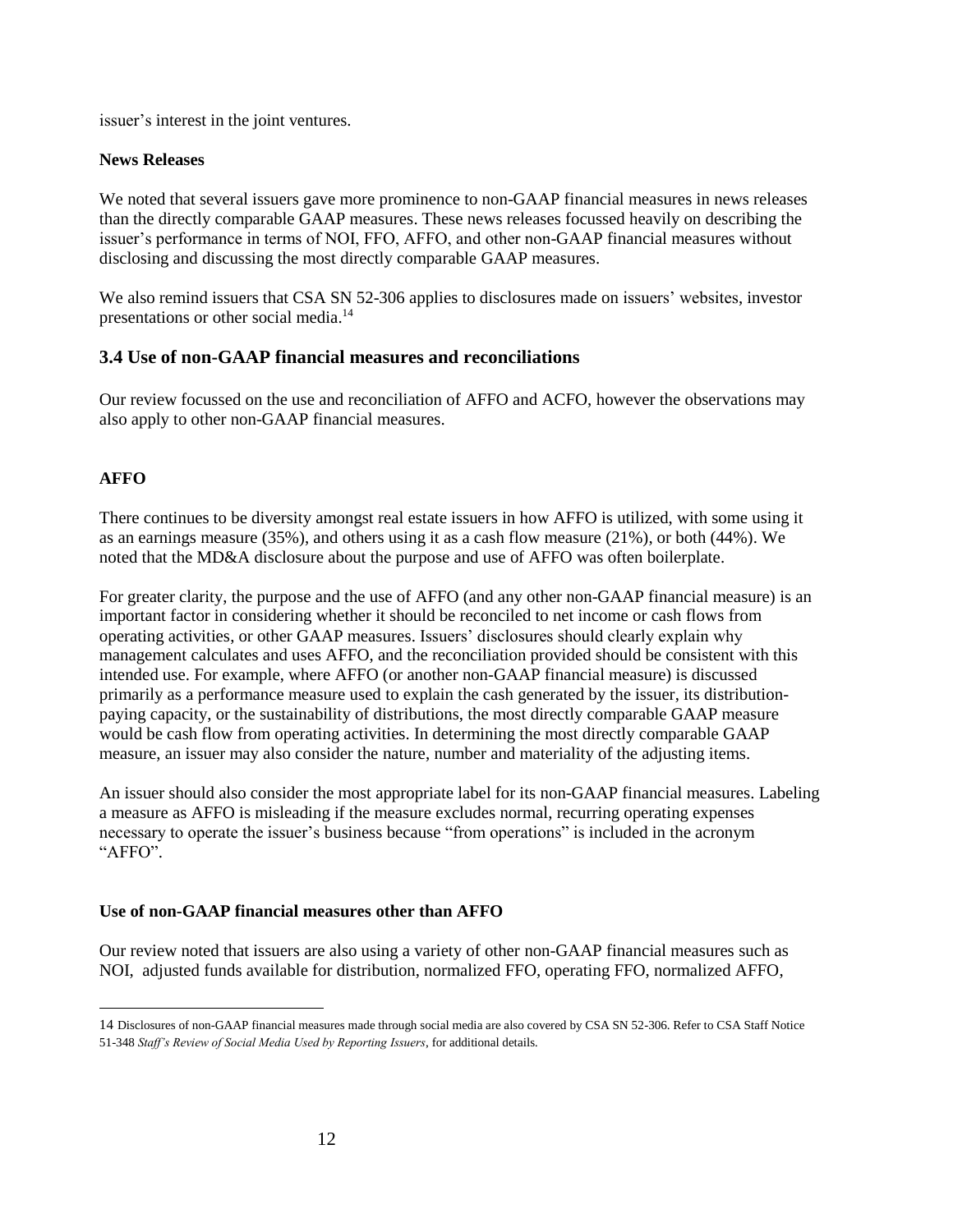issuer's interest in the joint ventures.

**News Releases**

We noted that several issuers gave more prominence to non-GAAP financial measures in news releases than the directly comparable GAAP measures. These news releases focussed heavily on describing the issuer's performance in terms of NOI, FFO, AFFO, and other non-GAAP financial measures without disclosing and discussing the most directly comparable GAAP measures.

We also remind issuers that CSA SN 52-306 applies to disclosures made on issuers' websites, investor presentations or other social media.[14]

## 3.4 Use of non-GAAP financial measures and reconciliations

Our review focussed on the use and reconciliation of AFFO and ACFO, however the observations may also apply to other non-GAAP financial measures.

**AFFO**

There continues to be diversity amongst real estate issuers in how AFFO is utilized, with some using it as an earnings measure (35%), and others using it as a cash flow measure (21%), or both (44%). We noted that the MD&A disclosure about the purpose and use of AFFO was often boilerplate.

For greater clarity, the purpose and the use of AFFO (and any other non-GAAP financial measure) is an important factor in considering whether it should be reconciled to net income or cash flows from operating activities, or other GAAP measures. Issuers' disclosures should clearly explain why management calculates and uses AFFO, and the reconciliation provided should be consistent with this intended use. For example, where AFFO (or another non-GAAP financial measure) is discussed primarily as a performance measure used to explain the cash generated by the issuer, its distribution-paying capacity, or the sustainability of distributions, the most directly comparable GAAP measure would be cash flow from operating activities. In determining the most directly comparable GAAP measure, an issuer may also consider the nature, number and materiality of the adjusting items.

An issuer should also consider the most appropriate label for its non-GAAP financial measures. Labeling a measure as AFFO is misleading if the measure excludes normal, recurring operating expenses necessary to operate the issuer's business because "from operations" is included in the acronym "AFFO".

**Use of non-GAAP financial measures other than AFFO**

Our review noted that issuers are also using a variety of other non-GAAP financial measures such as NOI, adjusted funds available for distribution, normalized FFO, operating FFO, normalized AFFO,

---

14 Disclosures of non-GAAP financial measures made through social media are also covered by CSA SN 52-306. Refer to CSA Staff Notice 51-348 *Staff's Review of Social Media Used by Reporting Issuers*, for additional details.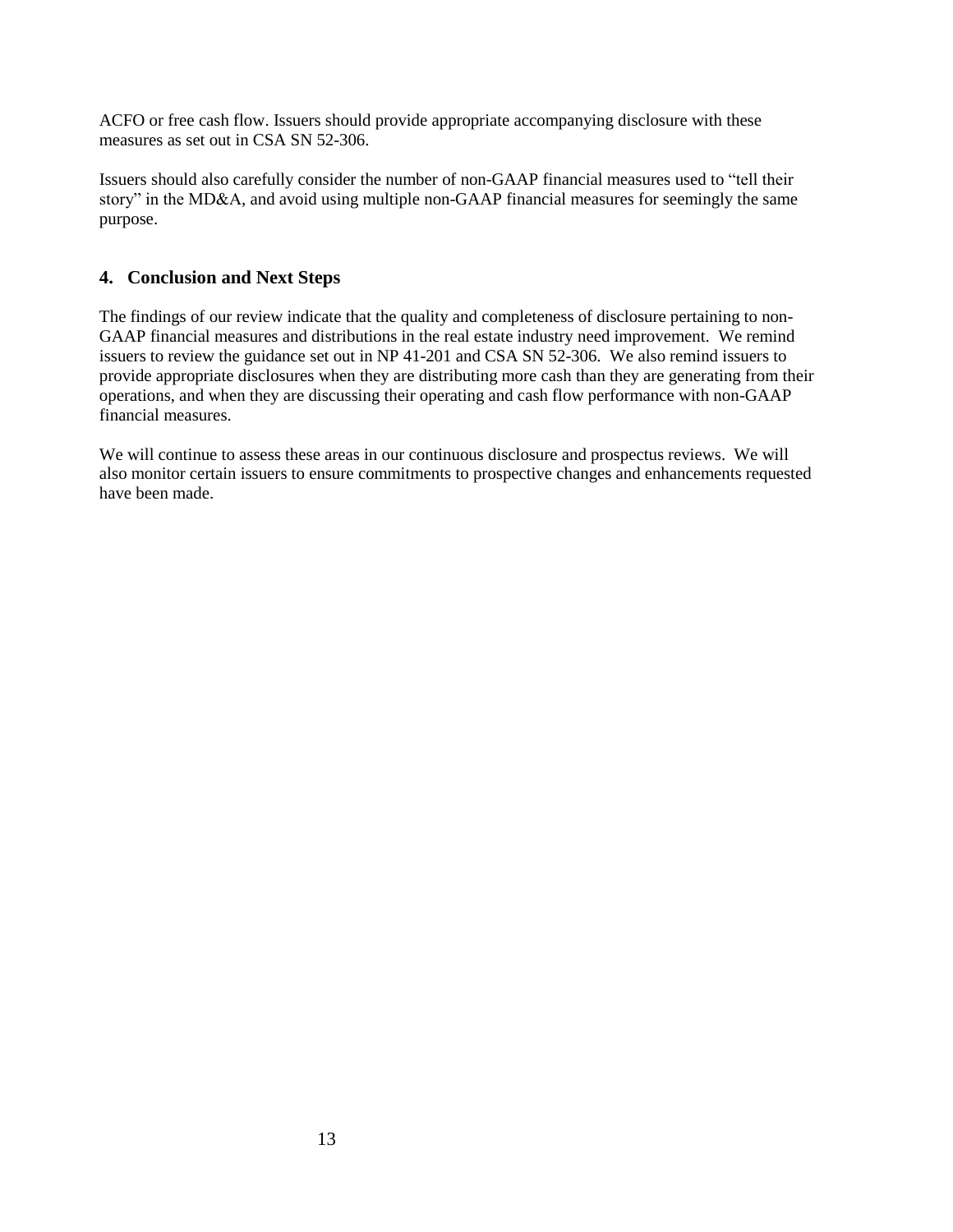ACFO or free cash flow. Issuers should provide appropriate accompanying disclosure with these measures as set out in CSA SN 52-306.

Issuers should also carefully consider the number of non-GAAP financial measures used to "tell their story" in the MD&A, and avoid using multiple non-GAAP financial measures for seemingly the same purpose.

## 4. Conclusion and Next Steps

The findings of our review indicate that the quality and completeness of disclosure pertaining to non-GAAP financial measures and distributions in the real estate industry need improvement. We remind issuers to review the guidance set out in NP 41-201 and CSA SN 52-306. We also remind issuers to provide appropriate disclosures when they are distributing more cash than they are generating from their operations, and when they are discussing their operating and cash flow performance with non-GAAP financial measures.

We will continue to assess these areas in our continuous disclosure and prospectus reviews. We will also monitor certain issuers to ensure commitments to prospective changes and enhancements requested have been made.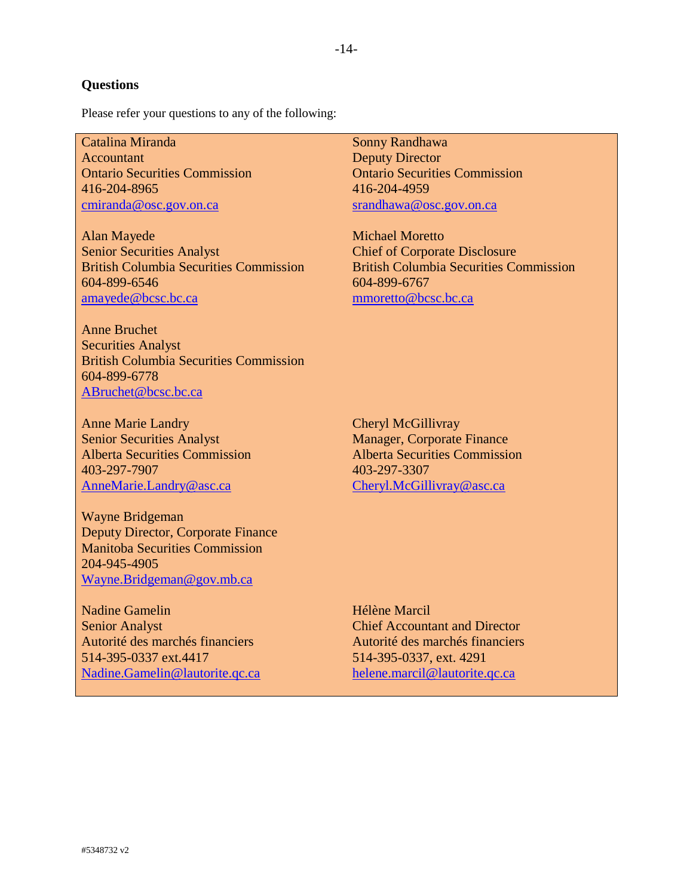**Questions**

Please refer your questions to any of the following:

Catalina Miranda
Accountant
Ontario Securities Commission
416-204-8965
cmiranda@osc.gov.on.ca

Sonny Randhawa
Deputy Director
Ontario Securities Commission
416-204-4959
srandhawa@osc.gov.on.ca

Alan Mayede
Senior Securities Analyst
British Columbia Securities Commission
604-899-6546
amayede@bcsc.bc.ca

Michael Moretto
Chief of Corporate Disclosure
British Columbia Securities Commission
604-899-6767
mmoretto@bcsc.bc.ca

Anne Bruchet
Securities Analyst
British Columbia Securities Commission
604-899-6778
ABruchet@bcsc.bc.ca

Anne Marie Landry
Senior Securities Analyst
Alberta Securities Commission
403-297-7907
AnneMarie.Landry@asc.ca

Cheryl McGillivray
Manager, Corporate Finance
Alberta Securities Commission
403-297-3307
Cheryl.McGillivray@asc.ca

Wayne Bridgeman
Deputy Director, Corporate Finance
Manitoba Securities Commission
204-945-4905
Wayne.Bridgeman@gov.mb.ca

Nadine Gamelin
Senior Analyst
Autorité des marchés financiers
514-395-0337 ext.4417
Nadine.Gamelin@lautorite.qc.ca

Hélène Marcil
Chief Accountant and Director
Autorité des marchés financiers
514-395-0337, ext. 4291
helene.marcil@lautorite.qc.ca

#5348732 v2